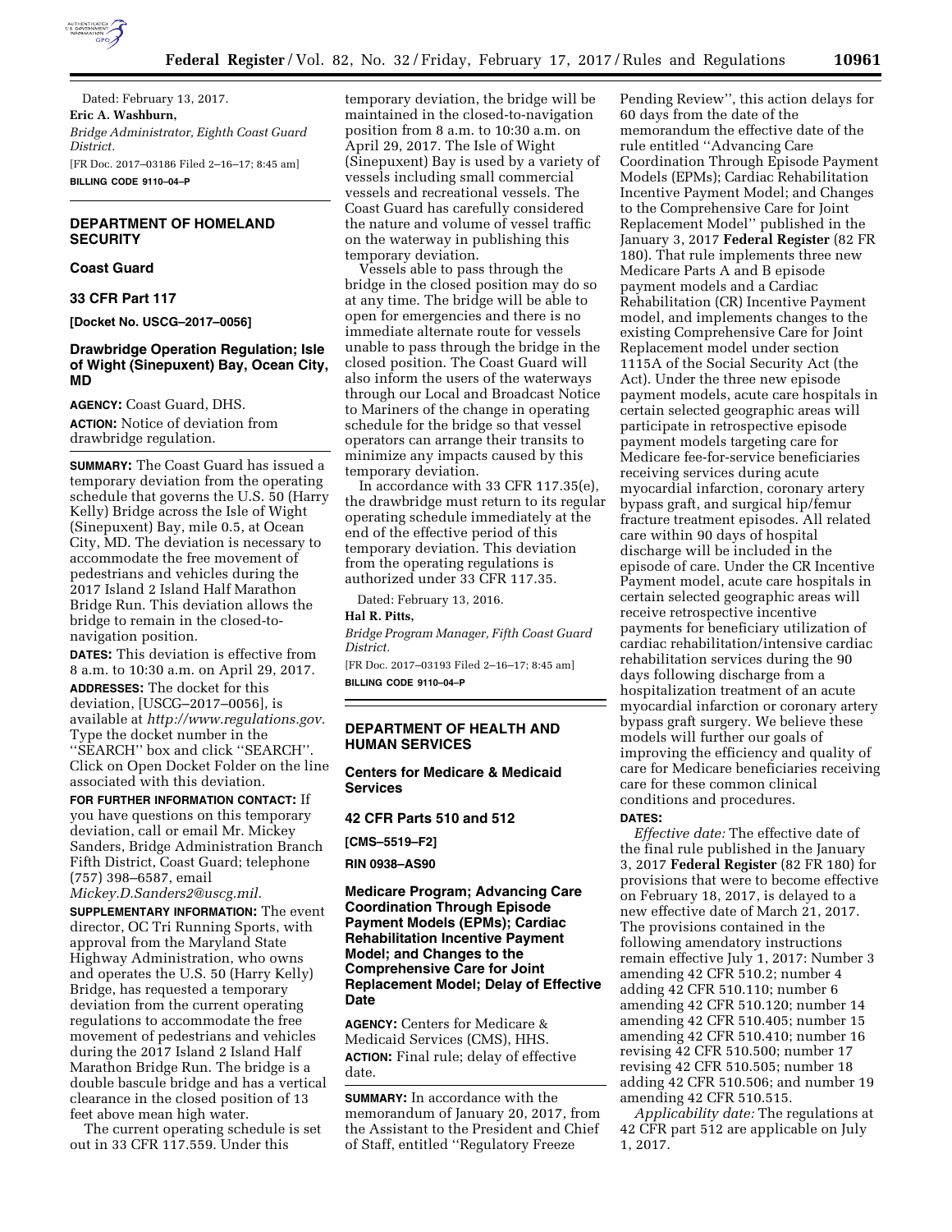Dated: February 13, 2017.

**Eric A. Washburn,**

*Bridge Administrator, Eighth Coast Guard District.*

[FR Doc. 2017–03186 Filed 2–16–17; 8:45 am]

**BILLING CODE 9110–04–P**

---

## DEPARTMENT OF HOMELAND SECURITY

### Coast Guard

### 33 CFR Part 117

**[Docket No. USCG–2017–0056]**

### Drawbridge Operation Regulation; Isle of Wight (Sinepuxent) Bay, Ocean City, MD

**AGENCY:** Coast Guard, DHS.

**ACTION:** Notice of deviation from drawbridge regulation.

**SUMMARY:** The Coast Guard has issued a temporary deviation from the operating schedule that governs the U.S. 50 (Harry Kelly) Bridge across the Isle of Wight (Sinepuxent) Bay, mile 0.5, at Ocean City, MD. The deviation is necessary to accommodate the free movement of pedestrians and vehicles during the 2017 Island 2 Island Half Marathon Bridge Run. This deviation allows the bridge to remain in the closed-to-navigation position.

**DATES:** This deviation is effective from 8 a.m. to 10:30 a.m. on April 29, 2017.

**ADDRESSES:** The docket for this deviation, [USCG–2017–0056], is available at *http://www.regulations.gov.* Type the docket number in the ''SEARCH'' box and click ''SEARCH''. Click on Open Docket Folder on the line associated with this deviation.

**FOR FURTHER INFORMATION CONTACT:** If you have questions on this temporary deviation, call or email Mr. Mickey Sanders, Bridge Administration Branch Fifth District, Coast Guard; telephone (757) 398–6587, email *Mickey.D.Sanders2@uscg.mil.*

**SUPPLEMENTARY INFORMATION:** The event director, OC Tri Running Sports, with approval from the Maryland State Highway Administration, who owns and operates the U.S. 50 (Harry Kelly) Bridge, has requested a temporary deviation from the current operating regulations to accommodate the free movement of pedestrians and vehicles during the 2017 Island 2 Island Half Marathon Bridge Run. The bridge is a double bascule bridge and has a vertical clearance in the closed position of 13 feet above mean high water.

The current operating schedule is set out in 33 CFR 117.559. Under this temporary deviation, the bridge will be maintained in the closed-to-navigation position from 8 a.m. to 10:30 a.m. on April 29, 2017. The Isle of Wight (Sinepuxent) Bay is used by a variety of vessels including small commercial vessels and recreational vessels. The Coast Guard has carefully considered the nature and volume of vessel traffic on the waterway in publishing this temporary deviation.

Vessels able to pass through the bridge in the closed position may do so at any time. The bridge will be able to open for emergencies and there is no immediate alternate route for vessels unable to pass through the bridge in the closed position. The Coast Guard will also inform the users of the waterways through our Local and Broadcast Notice to Mariners of the change in operating schedule for the bridge so that vessel operators can arrange their transits to minimize any impacts caused by this temporary deviation.

In accordance with 33 CFR 117.35(e), the drawbridge must return to its regular operating schedule immediately at the end of the effective period of this temporary deviation. This deviation from the operating regulations is authorized under 33 CFR 117.35.

Dated: February 13, 2016.

**Hal R. Pitts,**

*Bridge Program Manager, Fifth Coast Guard District.*

[FR Doc. 2017–03193 Filed 2–16–17; 8:45 am]

**BILLING CODE 9110–04–P**

---

## DEPARTMENT OF HEALTH AND HUMAN SERVICES

### Centers for Medicare & Medicaid Services

### 42 CFR Parts 510 and 512

**[CMS–5519–F2]**

**RIN 0938–AS90**

### Medicare Program; Advancing Care Coordination Through Episode Payment Models (EPMs); Cardiac Rehabilitation Incentive Payment Model; and Changes to the Comprehensive Care for Joint Replacement Model; Delay of Effective Date

**AGENCY:** Centers for Medicare & Medicaid Services (CMS), HHS.

**ACTION:** Final rule; delay of effective date.

**SUMMARY:** In accordance with the memorandum of January 20, 2017, from the Assistant to the President and Chief of Staff, entitled ''Regulatory Freeze Pending Review'', this action delays for 60 days from the date of the memorandum the effective date of the rule entitled ''Advancing Care Coordination Through Episode Payment Models (EPMs); Cardiac Rehabilitation Incentive Payment Model; and Changes to the Comprehensive Care for Joint Replacement Model'' published in the January 3, 2017 **Federal Register** (82 FR 180). That rule implements three new Medicare Parts A and B episode payment models and a Cardiac Rehabilitation (CR) Incentive Payment model, and implements changes to the existing Comprehensive Care for Joint Replacement model under section 1115A of the Social Security Act (the Act). Under the three new episode payment models, acute care hospitals in certain selected geographic areas will participate in retrospective episode payment models targeting care for Medicare fee-for-service beneficiaries receiving services during acute myocardial infarction, coronary artery bypass graft, and surgical hip/femur fracture treatment episodes. All related care within 90 days of hospital discharge will be included in the episode of care. Under the CR Incentive Payment model, acute care hospitals in certain selected geographic areas will receive retrospective incentive payments for beneficiary utilization of cardiac rehabilitation/intensive cardiac rehabilitation services during the 90 days following discharge from a hospitalization treatment of an acute myocardial infarction or coronary artery bypass graft surgery. We believe these models will further our goals of improving the efficiency and quality of care for Medicare beneficiaries receiving care for these common clinical conditions and procedures.

**DATES:**

*Effective date:* The effective date of the final rule published in the January 3, 2017 **Federal Register** (82 FR 180) for provisions that were to become effective on February 18, 2017, is delayed to a new effective date of March 21, 2017. The provisions contained in the following amendatory instructions remain effective July 1, 2017: Number 3 amending 42 CFR 510.2; number 4 adding 42 CFR 510.110; number 6 amending 42 CFR 510.120; number 14 amending 42 CFR 510.405; number 15 amending 42 CFR 510.410; number 16 revising 42 CFR 510.500; number 17 revising 42 CFR 510.505; number 18 adding 42 CFR 510.506; and number 19 amending 42 CFR 510.515.

*Applicability date:* The regulations at 42 CFR part 512 are applicable on July 1, 2017.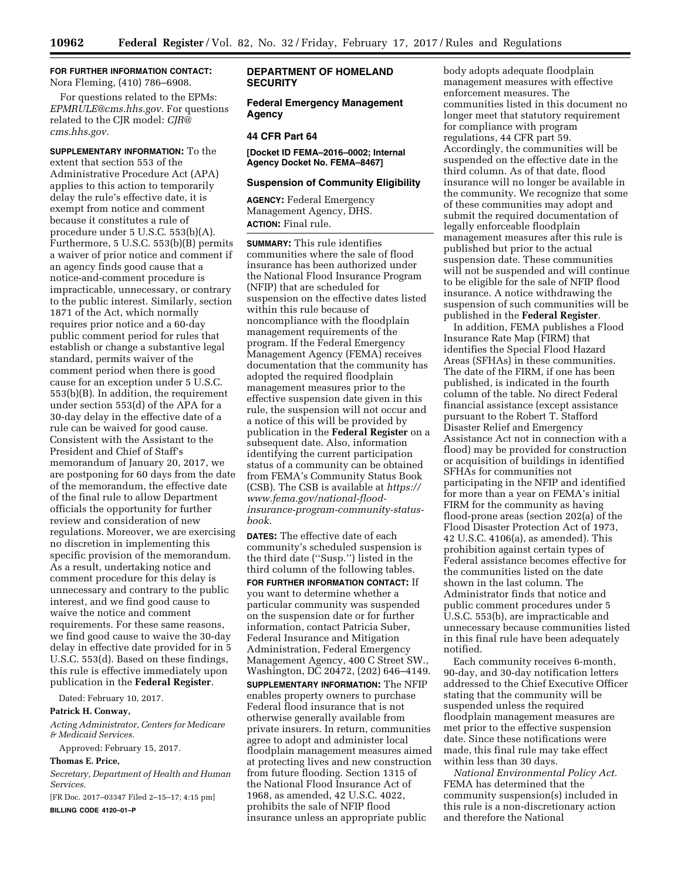**FOR FURTHER INFORMATION CONTACT:** Nora Fleming, (410) 786–6908.

For questions related to the EPMs: *EPMRULE@cms.hhs.gov.* For questions related to the CJR model: *CJR@cms.hhs.gov.*

**SUPPLEMENTARY INFORMATION:** To the extent that section 553 of the Administrative Procedure Act (APA) applies to this action to temporarily delay the rule's effective date, it is exempt from notice and comment because it constitutes a rule of procedure under 5 U.S.C. 553(b)(A). Furthermore, 5 U.S.C. 553(b)(B) permits a waiver of prior notice and comment if an agency finds good cause that a notice-and-comment procedure is impracticable, unnecessary, or contrary to the public interest. Similarly, section 1871 of the Act, which normally requires prior notice and a 60-day public comment period for rules that establish or change a substantive legal standard, permits waiver of the comment period when there is good cause for an exception under 5 U.S.C. 553(b)(B). In addition, the requirement under section 553(d) of the APA for a 30-day delay in the effective date of a rule can be waived for good cause. Consistent with the Assistant to the President and Chief of Staff's memorandum of January 20, 2017, we are postponing for 60 days from the date of the memorandum, the effective date of the final rule to allow Department officials the opportunity for further review and consideration of new regulations. Moreover, we are exercising no discretion in implementing this specific provision of the memorandum. As a result, undertaking notice and comment procedure for this delay is unnecessary and contrary to the public interest, and we find good cause to waive the notice and comment requirements. For these same reasons, we find good cause to waive the 30-day delay in effective date provided for in 5 U.S.C. 553(d). Based on these findings, this rule is effective immediately upon publication in the **Federal Register**.

Dated: February 10, 2017.

**Patrick H. Conway,**

*Acting Administrator, Centers for Medicare & Medicaid Services.*

Approved: February 15, 2017.

**Thomas E. Price,**

*Secretary, Department of Health and Human Services.*

[FR Doc. 2017–03347 Filed 2–15–17; 4:15 pm]

**BILLING CODE 4120–01–P**

## DEPARTMENT OF HOMELAND SECURITY

### Federal Emergency Management Agency

### 44 CFR Part 64

**[Docket ID FEMA–2016–0002; Internal Agency Docket No. FEMA–8467]**

### Suspension of Community Eligibility

**AGENCY:** Federal Emergency Management Agency, DHS.

**ACTION:** Final rule.

**SUMMARY:** This rule identifies communities where the sale of flood insurance has been authorized under the National Flood Insurance Program (NFIP) that are scheduled for suspension on the effective dates listed within this rule because of noncompliance with the floodplain management requirements of the program. If the Federal Emergency Management Agency (FEMA) receives documentation that the community has adopted the required floodplain management measures prior to the effective suspension date given in this rule, the suspension will not occur and a notice of this will be provided by publication in the **Federal Register** on a subsequent date. Also, information identifying the current participation status of a community can be obtained from FEMA's Community Status Book (CSB). The CSB is available at *https://www.fema.gov/national-flood-insurance-program-community-status-book.*

**DATES:** The effective date of each community's scheduled suspension is the third date (''Susp.'') listed in the third column of the following tables.

**FOR FURTHER INFORMATION CONTACT:** If you want to determine whether a particular community was suspended on the suspension date or for further information, contact Patricia Suber, Federal Insurance and Mitigation Administration, Federal Emergency Management Agency, 400 C Street SW., Washington, DC 20472, (202) 646–4149.

**SUPPLEMENTARY INFORMATION:** The NFIP enables property owners to purchase Federal flood insurance that is not otherwise generally available from private insurers. In return, communities agree to adopt and administer local floodplain management measures aimed at protecting lives and new construction from future flooding. Section 1315 of the National Flood Insurance Act of 1968, as amended, 42 U.S.C. 4022, prohibits the sale of NFIP flood insurance unless an appropriate public body adopts adequate floodplain management measures with effective enforcement measures. The communities listed in this document no longer meet that statutory requirement for compliance with program regulations, 44 CFR part 59. Accordingly, the communities will be suspended on the effective date in the third column. As of that date, flood insurance will no longer be available in the community. We recognize that some of these communities may adopt and submit the required documentation of legally enforceable floodplain management measures after this rule is published but prior to the actual suspension date. These communities will not be suspended and will continue to be eligible for the sale of NFIP flood insurance. A notice withdrawing the suspension of such communities will be published in the **Federal Register**.

In addition, FEMA publishes a Flood Insurance Rate Map (FIRM) that identifies the Special Flood Hazard Areas (SFHAs) in these communities. The date of the FIRM, if one has been published, is indicated in the fourth column of the table. No direct Federal financial assistance (except assistance pursuant to the Robert T. Stafford Disaster Relief and Emergency Assistance Act not in connection with a flood) may be provided for construction or acquisition of buildings in identified SFHAs for communities not participating in the NFIP and identified for more than a year on FEMA's initial FIRM for the community as having flood-prone areas (section 202(a) of the Flood Disaster Protection Act of 1973, 42 U.S.C. 4106(a), as amended). This prohibition against certain types of Federal assistance becomes effective for the communities listed on the date shown in the last column. The Administrator finds that notice and public comment procedures under 5 U.S.C. 553(b), are impracticable and unnecessary because communities listed in this final rule have been adequately notified.

Each community receives 6-month, 90-day, and 30-day notification letters addressed to the Chief Executive Officer stating that the community will be suspended unless the required floodplain management measures are met prior to the effective suspension date. Since these notifications were made, this final rule may take effect within less than 30 days.

*National Environmental Policy Act.* FEMA has determined that the community suspension(s) included in this rule is a non-discretionary action and therefore the National